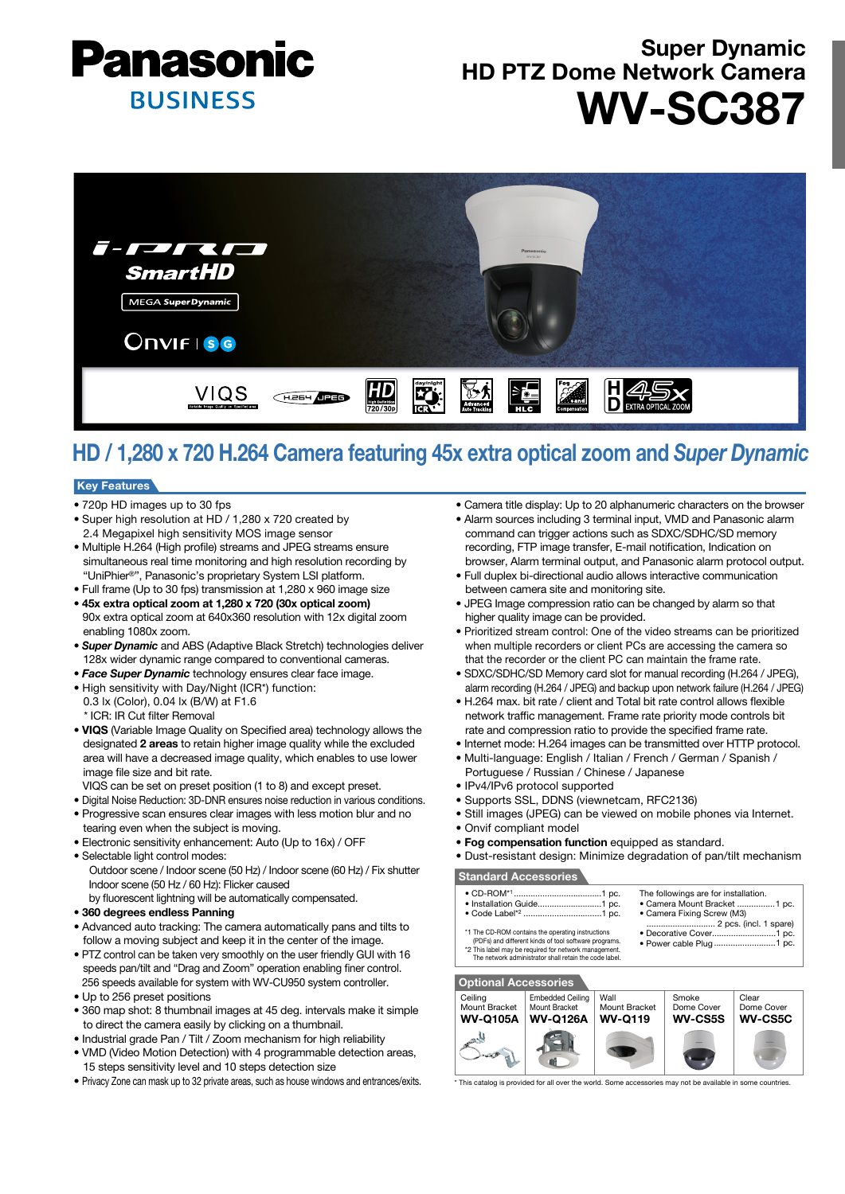# Panasonic BUSINESS

## Super Dynamic HD PTZ Dome Network Camera

# WV-SC387

## HD / 1,280 x 720 H.264 Camera featuring 45x extra optical zoom and *Super Dynamic*

### Key Features

- 720p HD images up to 30 fps
- Super high resolution at HD / 1,280 x 720 created by 2.4 Megapixel high sensitivity MOS image sensor
- Multiple H.264 (High profile) streams and JPEG streams ensure simultaneous real time monitoring and high resolution recording by "UniPhier®", Panasonic's proprietary System LSI platform.
- Full frame (Up to 30 fps) transmission at 1,280 x 960 image size
- **45x extra optical zoom at 1,280 x 720 (30x optical zoom)**
  90x extra optical zoom at 640x360 resolution with 12x digital zoom enabling 1080x zoom.
- ***Super Dynamic*** and ABS (Adaptive Black Stretch) technologies deliver 128x wider dynamic range compared to conventional cameras.
- ***Face Super Dynamic*** technology ensures clear face image.
- High sensitivity with Day/Night (ICR*) function:
  0.3 lx (Color), 0.04 lx (B/W) at F1.6
  \* ICR: IR Cut filter Removal
- **VIQS** (Variable Image Quality on Specified area) technology allows the designated **2 areas** to retain higher image quality while the excluded area will have a decreased image quality, which enables to use lower image file size and bit rate.
  VIQS can be set on preset position (1 to 8) and except preset.
- Digital Noise Reduction: 3D-DNR ensures noise reduction in various conditions.
- Progressive scan ensures clear images with less motion blur and no tearing even when the subject is moving.
- Electronic sensitivity enhancement: Auto (Up to 16x) / OFF
- Selectable light control modes:
  Outdoor scene / Indoor scene (50 Hz) / Indoor scene (60 Hz) / Fix shutter
  Indoor scene (50 Hz / 60 Hz): Flicker caused by fluorescent lightning will be automatically compensated.
- **360 degrees endless Panning**
- Advanced auto tracking: The camera automatically pans and tilts to follow a moving subject and keep it in the center of the image.
- PTZ control can be taken very smoothly on the user friendly GUI with 16 speeds pan/tilt and "Drag and Zoom" operation enabling finer control.
  256 speeds available for system with WV-CU950 system controller.
- Up to 256 preset positions
- 360 map shot: 8 thumbnail images at 45 deg. intervals make it simple to direct the camera easily by clicking on a thumbnail.
- Industrial grade Pan / Tilt / Zoom mechanism for high reliability
- VMD (Video Motion Detection) with 4 programmable detection areas, 15 steps sensitivity level and 10 steps detection size
- Privacy Zone can mask up to 32 private areas, such as house windows and entrances/exits.
- Camera title display: Up to 20 alphanumeric characters on the browser
- Alarm sources including 3 terminal input, VMD and Panasonic alarm command can trigger actions such as SDXC/SDHC/SD memory recording, FTP image transfer, E-mail notification, Indication on browser, Alarm terminal output, and Panasonic alarm protocol output.
- Full duplex bi-directional audio allows interactive communication between camera site and monitoring site.
- JPEG Image compression ratio can be changed by alarm so that higher quality image can be provided.
- Prioritized stream control: One of the video streams can be prioritized when multiple recorders or client PCs are accessing the camera so that the recorder or the client PC can maintain the frame rate.
- SDXC/SDHC/SD Memory card slot for manual recording (H.264 / JPEG), alarm recording (H.264 / JPEG) and backup upon network failure (H.264 / JPEG)
- H.264 max. bit rate / client and Total bit rate control allows flexible network traffic management. Frame rate priority mode controls bit rate and compression ratio to provide the specified frame rate.
- Internet mode: H.264 images can be transmitted over HTTP protocol.
- Multi-language: English / Italian / French / German / Spanish / Portuguese / Russian / Chinese / Japanese
- IPv4/IPv6 protocol supported
- Supports SSL, DDNS (viewnetcam, RFC2136)
- Still images (JPEG) can be viewed on mobile phones via Internet.
- Onvif compliant model
- **Fog compensation function** equipped as standard.
- Dust-resistant design: Minimize degradation of pan/tilt mechanism

### Standard Accessories

- CD-ROM[*1] ....................................1 pc.
- Installation Guide ...........................1 pc.
- Code Label[*2] ................................1 pc.

*1 The CD-ROM contains the operating instructions (PDFs) and different kinds of tool software programs.
*2 This label may be required for network management. The network administrator shall retain the code label.

The followings are for installation.
- Camera Mount Bracket ................1 pc.
- Camera Fixing Screw (M3) ........................... 2 pcs. (incl. 1 spare)
- Decorative Cover...........................1 pc.
- Power cable Plug ..........................1 pc.

### Optional Accessories

| Ceiling Mount Bracket | Embedded Ceiling Mount Bracket | Wall Mount Bracket | Smoke Dome Cover | Clear Dome Cover |
|---|---|---|---|---|
| **WV-Q105A** | **WV-Q126A** | **WV-Q119** | **WV-CS5S** | **WV-CS5C** |

\* This catalog is provided for all over the world. Some accessories may not be available in some countries.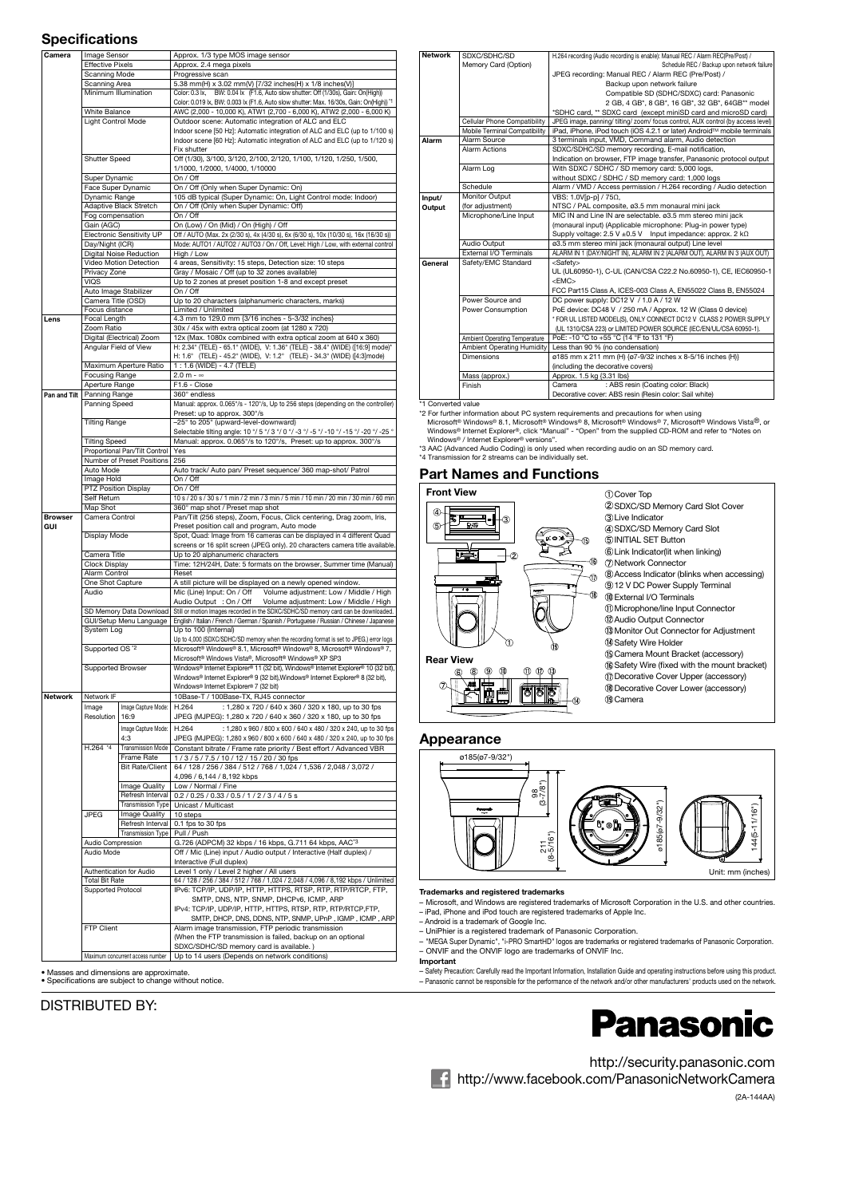## Specifications

| | | | |
|---|---|---|---|
| Camera | Image Sensor | | Approx. 1/3 type MOS image sensor |
| | Effective Pixels | | Approx. 2.4 mega pixels |
| | Scanning Mode | | Progressive scan |
| | Scanning Area | | 5.38 mm(H) x 3.02 mm(V) [7/32 inches(H) x 1/8 inches(V)] |
| | Minimum Illumination | | Color: 0.3 lx, BW: 0.04 lx (F1.6, Auto slow shutter: Off (1/30s), Gain: On(High)) Color: 0.019 lx, BW: 0.003 lx (F1.6, Auto slow shutter: Max. 16/30s, Gain: On(High)) *1 |
| | White Balance | | AWC (2,000 - 10,000 K), ATW1 (2,700 - 6,000 K), ATW2 (2,000 - 6,000 K) |
| | Light Control Mode | | Outdoor scene: Automatic integration of ALC and ELC Indoor scene [50 Hz]: Automatic integration of ALC and ELC (up to 1/100 s) Indoor scene [60 Hz]: Automatic integration of ALC and ELC (up to 1/120 s) Fix shutter |
| | Shutter Speed | | Off (1/30), 3/100, 3/120, 2/100, 2/120, 1/100, 1/120, 1/250, 1/500, 1/1000, 1/2000, 1/4000, 1/10000 |
| | Super Dynamic | | On / Off |
| | Face Super Dynamic | | On / Off (Only when Super Dynamic: On) |
| | Dynamic Range | | 105 dB typical (Super Dynamic: On, Light Control mode: Indoor) |
| | Adaptive Black Stretch | | On / Off (Only when Super Dynamic: Off) |
| | Fog compensation | | On / Off |
| | Gain (AGC) | | On (Low) / On (Mid) / On (High) / Off |
| | Electronic Sensitivity UP | | Off / AUTO (Max. 2x (2/30 s), 4x (4/30 s), 6x (6/30 s), 10x (10/30 s), 16x (16/30 s)) |
| | Day/Night (ICR) | | Mode: AUTO1 / AUTO2 / AUTO3 / On / Off, Level: High / Low, with external control |
| | Digital Noise Reduction | | High / Low |
| | Video Motion Detection | | 4 areas, Sensitivity: 15 steps, Detection size: 10 steps |
| | Privacy Zone | | Gray / Mosaic / Off (up to 32 zones available) |
| | VIQS | | Up to 2 zones at preset position 1-8 and except preset |
| | Auto Image Stabilizer | | On / Off |
| | Camera Title (OSD) | | Up to 20 characters (alphanumeric characters, marks) |
| | Focus distance | | Limited / Unlimited |
| Lens | Focal Length | | 4.3 mm to 129.0 mm {3/16 inches - 5-3/32 inches} |
| | Zoom Ratio | | 30x / 45x with extra optical zoom (at 1280 x 720) |
| | Digital (Electrical) Zoom | | 12x (Max. 1080x combined with extra optical zoom at 640 x 360) |
| | Angular Field of View | | H: 2.34° (TELE) - 65.1° (WIDE), V: 1.36° (TELE) - 38.4° (WIDE) ([16:9] mode) H: 1.6° (TELE) - 45.2° (WIDE), V: 1.2° (TELE) - 34.3° (WIDE) ([4:3]mode) |
| | Maximum Aperture Ratio | | 1 : 1.6 (WIDE) - 4.7 (TELE) |
| | Focusing Range | | 2.0 m - ∞ |
| | Aperture Range | | F1.6 - Close |
| Pan and Tilt | Panning Range | | 360° endless |
| | Panning Speed | | Manual: approx. 0.065°/s - 120°/s, Up to 256 steps (depending on the controller) Preset: up to approx. 300°/s |
| | Tilting Range | | –25° to 205° (upward-level-downward) Selectable tilting angle: 10 °/ 5 °/ 3 °/ 0 °/ -3 °/ -5 °/ -10 °/ -15 °/ -20 °/ -25 ° |
| | Tilting Speed | | Manual: approx. 0.065°/s to 120°/s, Preset: up to approx. 300°/s |
| | Proportional Pan/Tilt Control | | Yes |
| | Number of Preset Positions | | 256 |
| | Auto Mode | | Auto track/ Auto pan/ Preset sequence/ 360 map-shot/ Patrol |
| | Image Hold | | On / Off |
| | PTZ Position Display | | On / Off |
| | Self Return | | 10 s / 20 s / 30 s / 1 min / 2 min / 3 min / 5 min / 10 min / 20 min / 30 min / 60 min |
| | Map Shot | | 360° map shot / Preset map shot |
| Browser GUI | Camera Control | | Pan/Tilt (256 steps), Zoom, Focus, Click centering, Drag zoom, Iris, Preset position call and program, Auto mode |
| | Display Mode | | Spot, Quad: Image from 16 cameras can be displayed in 4 different Quad screens or 16 split screen (JPEG only). 20 characters camera title available. |
| | Camera Title | | Up to 20 alphanumeric characters |
| | Clock Display | | Time: 12H/24H, Date: 5 formats on the browser, Summer time (Manual) |
| | Alarm Control | | Reset |
| | One Shot Capture | | A still picture will be displayed on a newly opened window. |
| | Audio | | Mic (Line) Input: On / Off Volume adjustment: Low / Middle / High Audio Output : On / Off Volume adjustment: Low / Middle / High |
| | SD Memory Data Download | | Still or motion images recorded in the SDXC/SDHC/SD memory card can be downloaded. |
| | GUI/Setup Menu Language | | English / Italian / French / German / Spanish / Portuguese / Russian / Chinese / Japanese |
| | System Log | | Up to 100 (Internal) Up to 4,000 (SDXC/SDHC/SD memory when the recording format is set to JPEG.) error logs |
| | Supported OS *2 | | Microsoft® Windows® 8.1, Microsoft® Windows® 8, Microsoft® Windows® 7, Microsoft® Windows Vista®, Microsoft® Windows® XP SP3 |
| | Supported Browser | | Windows® Internet Explorer® 11 (32 bit), Windows® Internet Explorer® 10 (32 bit), Windows® Internet Explorer® 9 (32 bit),Windows® Internet Explorer® 8 (32 bit), Windows® Internet Explorer® 7 (32 bit) |
| Network | Network IF | | 10Base-T / 100Base-TX, RJ45 connector |
| | Image Resolution | Image Capture Mode: 16:9 | H.264 : 1,280 x 720 / 640 x 360 / 320 x 180, up to 30 fps JPEG (MJPEG): 1,280 x 720 / 640 x 360 / 320 x 180, up to 30 fps |
| | | Image Capture Mode: 4:3 | H.264 : 1,280 x 960 / 800 x 600 / 640 x 480 / 320 x 240, up to 30 fps JPEG (MJPEG): 1,280 x 960 / 800 x 600 / 640 x 480 / 320 x 240, up to 30 fps |
| | H.264 *4 | Transmission Mode | Constant bitrate / Frame rate priority / Best effort / Advanced VBR |
| | | Frame Rate | 1 / 3 / 5 / 7.5 / 10 / 12 / 15 / 20 / 30 fps |
| | | Bit Rate/Client | 64 / 128 / 256 / 384 / 512 / 768 / 1,024 / 1,536 / 2,048 / 3,072 / 4,096 / 6,144 / 8,192 kbps |
| | | Image Quality | Low / Normal / Fine |
| | | Refresh Interval | 0.2 / 0.25 / 0.33 / 0.5 / 1 / 2 / 3 / 4 / 5 s |
| | | Transmission Type | Unicast / Multicast |
| | JPEG | Image Quality | 10 steps |
| | | Refresh Interval | 0.1 fps to 30 fps |
| | | Transmission Type | Pull / Push |
| | Audio Compression | | G.726 (ADPCM) 32 kbps / 16 kbps, G.711 64 kbps, AAC*3 |
| | Audio Mode | | Off / Mic (Line) input / Audio output / Interactive (Half duplex) / Interactive (Full duplex) |
| | Authentication for Audio | | Level 1 only / Level 2 higher / All users |
| | Total Bit Rate | | 64 / 128 / 256 / 384 / 512 / 768 / 1,024 / 2,048 / 4,096 / 8,192 kbps / Unlimited |
| | Supported Protocol | | IPv6: TCP/IP, UDP/IP, HTTP, HTTPS, RTSP, RTP, RTP/RTCP, FTP, SMTP, DNS, NTP, SNMP, DHCPv6, ICMP, ARP IPv4: TCP/IP, UDP/IP, HTTP, HTTPS, RTSP, RTP, RTP/RTCP,FTP, SMTP, DHCP, DNS, DDNS, NTP, SNMP, UPnP , IGMP , ICMP , ARP |
| | FTP Client | | Alarm image transmission, FTP periodic transmission (When the FTP transmission is failed, backup on an optional SDXC/SDHC/SD memory card is available. ) |
| | Maximum concurrent access number | | Up to 14 users (Depends on network conditions) |
| | SDXC/SDHC/SD Memory Card (Option) | | H.264 recording (Audio recording is enable): Manual REC / Alarm REC(Pre/Post) / Schedule REC / Backup upon network failure JPEG recording: Manual REC / Alarm REC (Pre/Post) / Backup upon network failure Compatible SD (SDHC/SDXC) card: Panasonic 2 GB, 4 GB*, 8 GB*, 16 GB*, 32 GB*, 64GB** model *SDHC card, ** SDXC card (except miniSD card and microSD card) |
| | Cellular Phone Compatibility | | JPEG image, panning/ tilting/ zoom/ focus control, AUX control (by access level) |
| | Mobile Terminal Compatibility | | iPad, iPhone, iPod touch (iOS 4.2.1 or later) Android™ mobile terminals |
| Alarm | Alarm Source | | 3 terminals input, VMD, Command alarm, Audio detection |
| | Alarm Actions | | SDXC/SDHC/SD memory recording, E-mail notification, Indication on browser, FTP image transfer, Panasonic protocol output |
| | Alarm Log | | With SDXC / SDHC / SD memory card: 5,000 logs, without SDXC / SDHC / SD memory card: 1,000 logs |
| | Schedule | | Alarm / VMD / Access permission / H.264 recording / Audio detection |
| Input/ Output | Monitor Output (for adjustment) | | VBS: 1.0V[p-p] / 75Ω, NTSC / PAL composite, ø3.5 mm monaural mini jack |
| | Microphone/Line Input | | MIC IN and Line IN are selectable. ø3.5 mm stereo mini jack (monaural input) (Applicable microphone: Plug-in power type) Supply voltage: 2.5 V ±0.5 V Input impedance: approx. 2 kΩ |
| | Audio Output | | ø3.5 mm stereo mini jack (monaural output) Line level |
| | External I/O Terminals | | ALARM IN 1 (DAY/NIGHT IN), ALARM IN 2 (ALARM OUT), ALARM IN 3 (AUX OUT) |
| General | Safety/EMC Standard | | <Safety> UL (UL60950-1), C-UL (CAN/CSA C22.2 No.60950-1), CE, IEC60950-1 <EMC> FCC Part15 Class A, ICES-003 Class A, EN55022 Class B, EN55024 |
| | Power Source and Power Consumption | | DC power supply: DC12 V / 1.0 A / 12 W PoE device: DC48 V / 250 mA / Approx. 12 W (Class 0 device) * FOR UL LISTED MODEL(S), ONLY CONNECT DC12 V CLASS 2 POWER SUPPLY (UL 1310/CSA 223) or LIMITED POWER SOURCE (IEC/EN/UL/CSA 60950-1). |
| | Ambient Operating Temperature | | PoE: -10 °C to +55 °C (14 °F to 131 °F) |
| | Ambient Operating Humidity | | Less than 90 % (no condensation) |
| | Dimensions | | ø185 mm x 211 mm (H) {ø7-9/32 inches x 8-5/16 inches (H)} (including the decorative covers) |
| | Mass (approx.) | | Approx. 1.5 kg {3.31 lbs} |
| | Finish | | Camera : ABS resin (Coating color: Black) Decorative cover: ABS resin (Resin color: Sail white) |

- Masses and dimensions are approximate.
- Specifications are subject to change without notice.

*1 Converted value

*2 For further information about PC system requirements and precautions for when using Microsoft® Windows® 8.1, Microsoft® Windows® 8, Microsoft® Windows® 7, Microsoft® Windows Vista®, or Windows® Internet Explorer®, click "Manual" - "Open" from the supplied CD-ROM and refer to "Notes on Windows® / Internet Explorer® versions".

*3 AAC (Advanced Audio Coding) is only used when recording audio on an SD memory card.

*4 Transmission for 2 streams can be individually set.

## Part Names and Functions

**Front View**

**Rear View**

1. Cover Top
2. SDXC/SDHC/SD Memory Card Slot Cover
3. Live Indicator
4. SDXC/SDHC/SD Memory Card Slot
5. INITIAL SET Button
6. Link Indicator(lit when linking)
7. Network Connector
8. Access Indicator (blinks when accessing)
9. 12 V DC Power Supply Terminal
10. External I/O Terminals
11. Microphone/line Input Connector
12. Audio Output Connector
13. Monitor Out Connector for Adjustment
14. Safety Wire Holder
15. Camera Mount Bracket (accessory)
16. Safety Wire (fixed with the mount bracket)
17. Decorative Cover Upper (accessory)
18. Decorative Cover Lower (accessory)
19. Camera

## Appearance

ø185(ø7-9/32")
98 (3-7/8")
211 (8-5/16")
ø185(ø7-9/32")
144(5-11/16")
Unit: mm (inches)

**Trademarks and registered trademarks**

– Microsoft, and Windows are registered trademarks of Microsoft Corporation in the U.S. and other countries.
– iPad, iPhone and iPod touch are registered trademarks of Apple Inc.
– Android is a trademark of Google Inc.
– UniPhier is a registered trademark of Panasonic Corporation.
– "MEGA Super Dynamic", "i-PRO SmartHD" logos are trademarks or registered trademarks of Panasonic Corporation.
– ONVIF and the ONVIF logo are trademarks of ONVIF Inc.

**Important**

– Safety Precaution: Carefully read the Important Information, Installation Guide and operating instructions before using this product.
– Panasonic cannot be responsible for the performance of the network and/or other manufacturers' products used on the network.

DISTRIBUTED BY:

Panasonic

http://security.panasonic.com
http://www.facebook.com/PanasonicNetworkCamera

(2A-144AA)